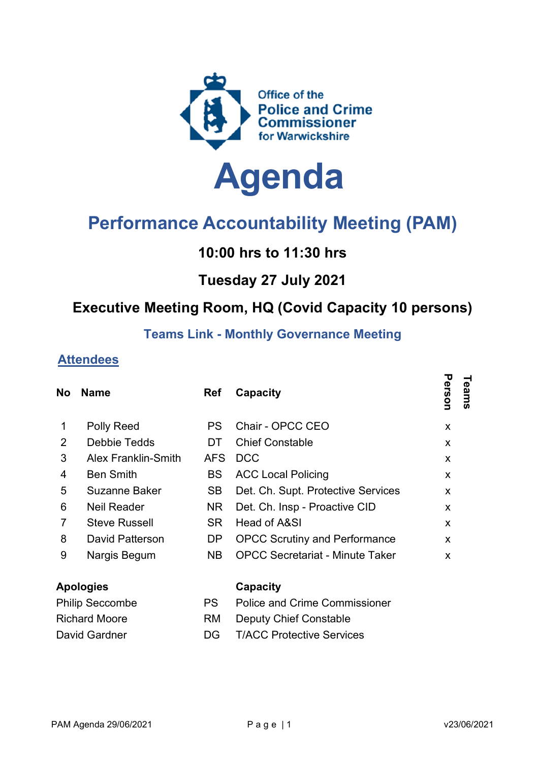Office of the
Police and Crime
Commissioner
for Warwickshire

# Agenda

## Performance Accountability Meeting (PAM)

**10:00 hrs to 11:30 hrs**

**Tuesday 27 July 2021**

**Executive Meeting Room, HQ (Covid Capacity 10 persons)**

**Teams Link - Monthly Governance Meeting**

### Attendees

| No | Name | Ref | Capacity | Person | Teams |
|---|---|---|---|---|---|
| 1 | Polly Reed | PS | Chair - OPCC CEO | x | |
| 2 | Debbie Tedds | DT | Chief Constable | x | |
| 3 | Alex Franklin-Smith | AFS | DCC | x | |
| 4 | Ben Smith | BS | ACC Local Policing | x | |
| 5 | Suzanne Baker | SB | Det. Ch. Supt. Protective Services | x | |
| 6 | Neil Reader | NR | Det. Ch. Insp - Proactive CID | x | |
| 7 | Steve Russell | SR | Head of A&SI | x | |
| 8 | David Patterson | DP | OPCC Scrutiny and Performance | x | |
| 9 | Nargis Begum | NB | OPCC Secretariat - Minute Taker | x | |

| Apologies | | Capacity |
|---|---|---|
| Philip Seccombe | PS | Police and Crime Commissioner |
| Richard Moore | RM | Deputy Chief Constable |
| David Gardner | DG | T/ACC Protective Services |

PAM Agenda 29/06/2021 v23/06/2021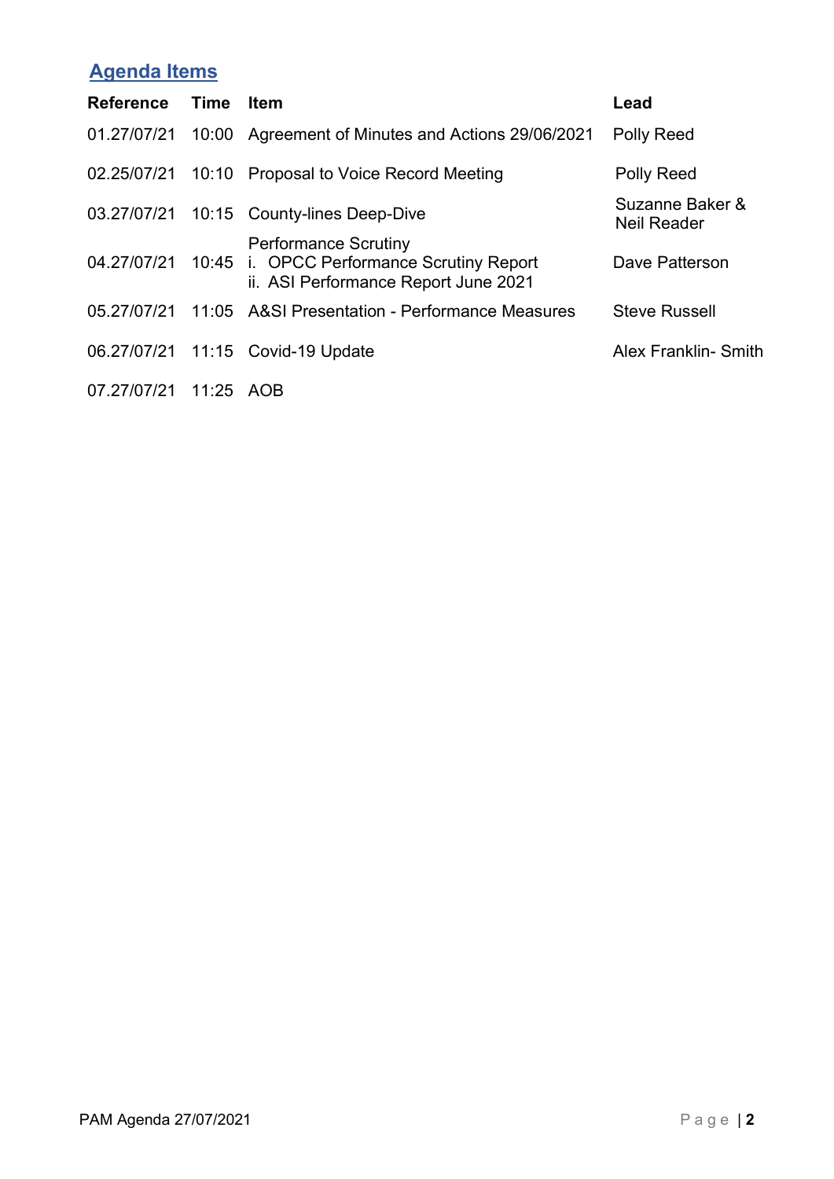## Agenda Items

| Reference | Time | Item | Lead |
|---|---|---|---|
| 01.27/07/21 | 10:00 | Agreement of Minutes and Actions 29/06/2021 | Polly Reed |
| 02.25/07/21 | 10:10 | Proposal to Voice Record Meeting | Polly Reed |
| 03.27/07/21 | 10:15 | County-lines Deep-Dive | Suzanne Baker & Neil Reader |
| 04.27/07/21 | 10:45 | Performance Scrutiny<br>i. OPCC Performance Scrutiny Report<br>ii. ASI Performance Report June 2021 | Dave Patterson |
| 05.27/07/21 | 11:05 | A&SI Presentation - Performance Measures | Steve Russell |
| 06.27/07/21 | 11:15 | Covid-19 Update | Alex Franklin- Smith |
| 07.27/07/21 | 11:25 | AOB | |